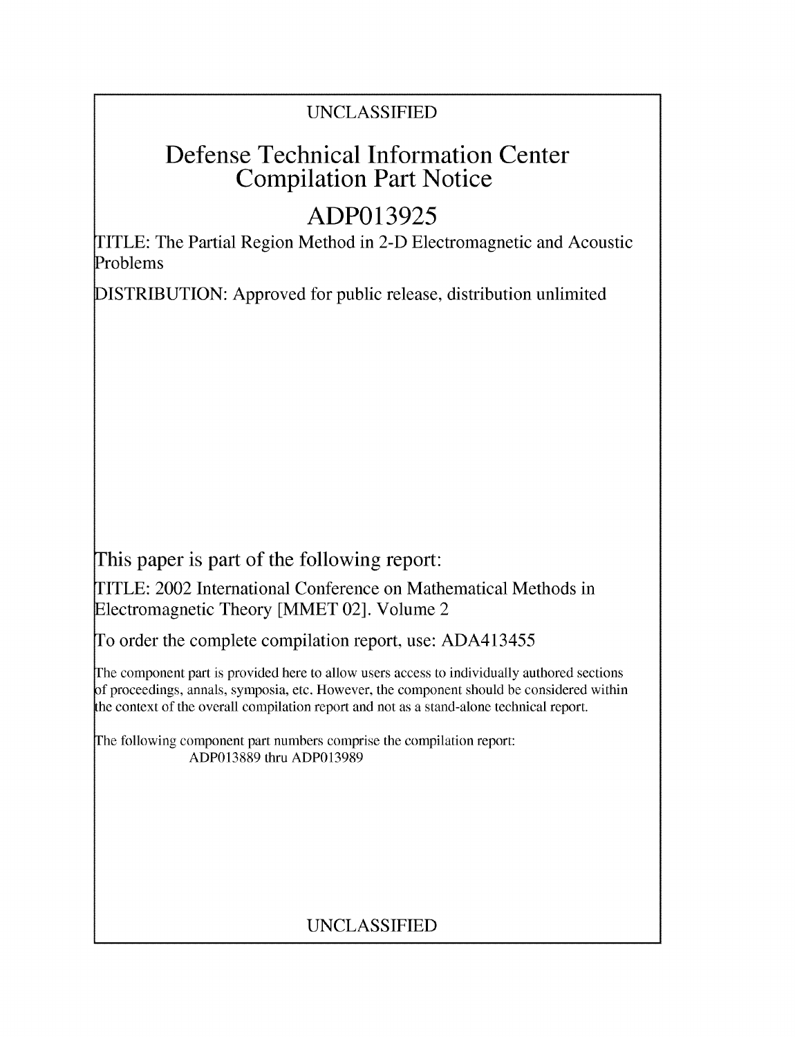UNCLASSIFIED

# Defense Technical Information Center Compilation Part Notice

## ADP013925

TITLE: The Partial Region Method in 2-D Electromagnetic and Acoustic Problems

DISTRIBUTION: Approved for public release, distribution unlimited

This paper is part of the following report:

TITLE: 2002 International Conference on Mathematical Methods in Electromagnetic Theory [MMET 02]. Volume 2

To order the complete compilation report, use: ADA413455

The component part is provided here to allow users access to individually authored sections of proceedings, annals, symposia, etc. However, the component should be considered within the context of the overall compilation report and not as a stand-alone technical report.

The following component part numbers comprise the compilation report:
ADP013889 thru ADP013989

UNCLASSIFIED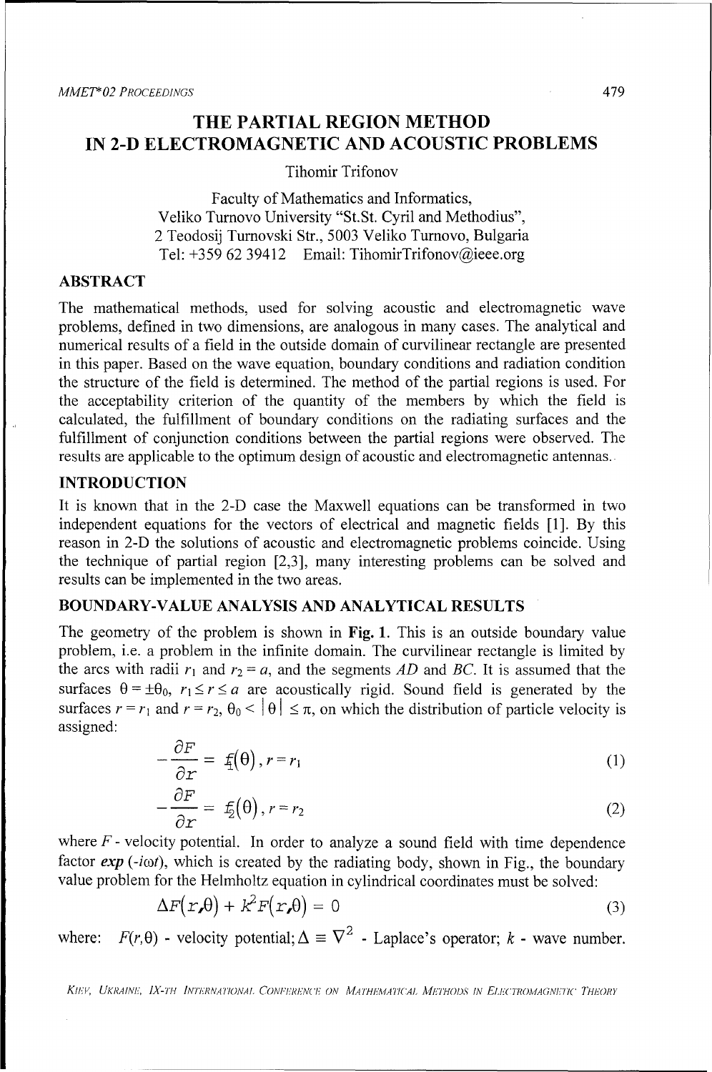# THE PARTIAL REGION METHOD IN 2-D ELECTROMAGNETIC AND ACOUSTIC PROBLEMS

Tihomir Trifonov

Faculty of Mathematics and Informatics,
Veliko Turnovo University "St.St. Cyril and Methodius",
2 Teodosij Turnovski Str., 5003 Veliko Turnovo, Bulgaria
Tel: +359 62 39412 Email: TihomirTrifonov@ieee.org

## ABSTRACT

The mathematical methods, used for solving acoustic and electromagnetic wave problems, defined in two dimensions, are analogous in many cases. The analytical and numerical results of a field in the outside domain of curvilinear rectangle are presented in this paper. Based on the wave equation, boundary conditions and radiation condition the structure of the field is determined. The method of the partial regions is used. For the acceptability criterion of the quantity of the members by which the field is calculated, the fulfillment of boundary conditions on the radiating surfaces and the fulfillment of conjunction conditions between the partial regions were observed. The results are applicable to the optimum design of acoustic and electromagnetic antennas.

## INTRODUCTION

It is known that in the 2-D case the Maxwell equations can be transformed in two independent equations for the vectors of electrical and magnetic fields [1]. By this reason in 2-D the solutions of acoustic and electromagnetic problems coincide. Using the technique of partial region [2,3], many interesting problems can be solved and results can be implemented in the two areas.

## BOUNDARY-VALUE ANALYSIS AND ANALYTICAL RESULTS

The geometry of the problem is shown in **Fig. 1**. This is an outside boundary value problem, i.e. a problem in the infinite domain. The curvilinear rectangle is limited by the arcs with radii $r_1$ and $r_2 = a$, and the segments $AD$ and $BC$. It is assumed that the surfaces $\theta = \pm\theta_0$, $r_1 \leq r \leq a$ are acoustically rigid. Sound field is generated by the surfaces $r = r_1$ and $r = r_2$, $\theta_0 < |\theta| \leq \pi$, on which the distribution of particle velocity is assigned:

$$-\frac{\partial F}{\partial r} = f_1(\theta)\,, r = r_1 \tag{1}$$

$$-\frac{\partial F}{\partial r} = f_2(\theta)\,, r = r_2 \tag{2}$$

where $F$ - velocity potential. In order to analyze a sound field with time dependence factor ***exp*** $(-i\omega t)$, which is created by the radiating body, shown in Fig., the boundary value problem for the Helmholtz equation in cylindrical coordinates must be solved:

$$\Delta F(r,\theta) + k^2 F(r,\theta) = 0 \tag{3}$$

where: $F(r,\theta)$ - velocity potential; $\Delta \equiv \nabla^2$ - Laplace's operator; $k$ - wave number.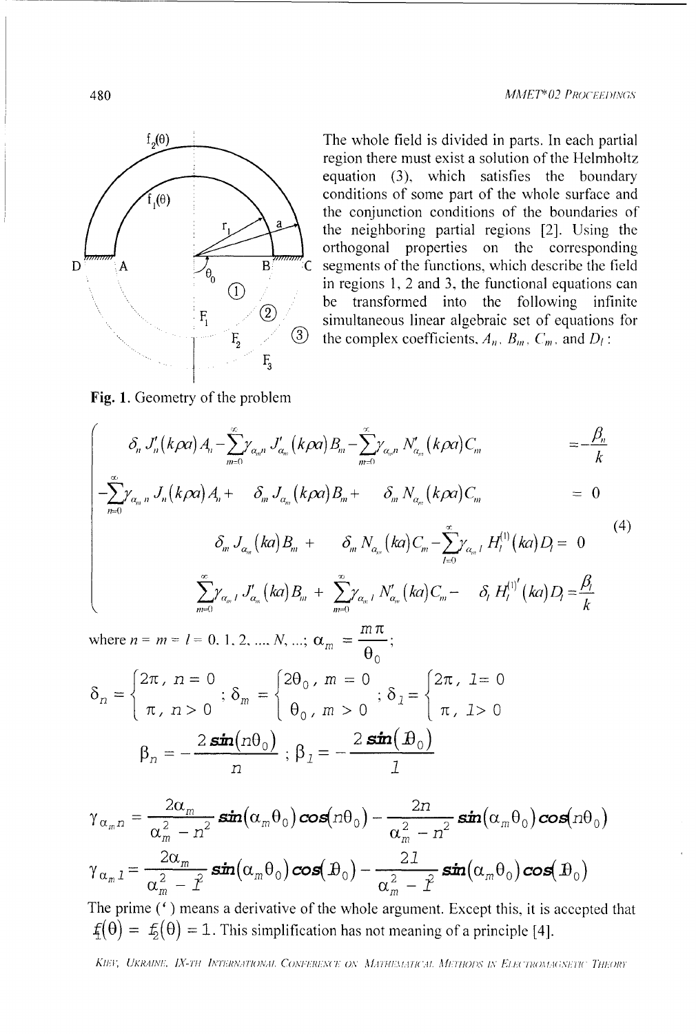The whole field is divided in parts. In each partial region there must exist a solution of the Helmholtz equation (3), which satisfies the boundary conditions of some part of the whole surface and the conjunction conditions of the boundaries of the neighboring partial regions [2]. Using the orthogonal properties on the corresponding segments of the functions, which describe the field in regions 1, 2 and 3, the functional equations can be transformed into the following infinite simultaneous linear algebraic set of equations for the complex coefficients, $A_n$, $B_m$, $C_m$, and $D_l$:

**Fig. 1.** Geometry of the problem

$$
\begin{cases}
\delta_n J_n'(k\rho a) A_n - \sum\limits_{m=0}^{\infty} \gamma_{\alpha_m n} J_{\alpha_m}'(k\rho a) B_m - \sum\limits_{m=0}^{\infty} \gamma_{\alpha_m n} N_{\alpha_m}'(k\rho a) C_m = -\dfrac{\beta_n}{k} \\
-\sum\limits_{n=0}^{\infty} \gamma_{\alpha_m n} J_n(k\rho a) A_n + \delta_m J_{\alpha_m}(k\rho a) B_m + \delta_m N_{\alpha_m}(k\rho a) C_m = 0 \\
\delta_m J_{\alpha_m}(ka) B_m + \delta_m N_{\alpha_m}(ka) C_m - \sum\limits_{l=0}^{\infty} \gamma_{\alpha_m l} H_l^{(1)}(ka) D_l = 0 \\
\sum\limits_{m=0}^{\infty} \gamma_{\alpha_m l} J_{\alpha_m}'(ka) B_m + \sum\limits_{m=0}^{\infty} \gamma_{\alpha_m l} N_{\alpha_m}'(ka) C_m - \delta_l H_l^{(1)\prime}(ka) D_l = \dfrac{\beta_l}{k}
\end{cases}
\tag{4}
$$

where $n = m = l = 0, 1, 2, \ldots, N, \ldots$; $\alpha_m = \dfrac{m\pi}{\theta_0}$;

$$
\delta_n = \begin{cases} 2\pi, & n = 0 \\ \pi, & n > 0 \end{cases}; \quad \delta_m = \begin{cases} 2\theta_0, & m = 0 \\ \theta_0, & m > 0 \end{cases}; \quad \delta_l = \begin{cases} 2\pi, & l = 0 \\ \pi, & l > 0 \end{cases}
$$

$$
\beta_n = -\frac{2\sin(n\theta_0)}{n}; \quad \beta_l = -\frac{2\sin(l\theta_0)}{l}
$$

$$
\gamma_{\alpha_m n} = \frac{2\alpha_m}{\alpha_m^2 - n^2}\sin(\alpha_m\theta_0)\cos(n\theta_0) - \frac{2n}{\alpha_m^2 - n^2}\sin(\alpha_m\theta_0)\cos(n\theta_0)
$$

$$
\gamma_{\alpha_m l} = \frac{2\alpha_m}{\alpha_m^2 - l^2}\sin(\alpha_m\theta_0)\cos(l\theta_0) - \frac{2l}{\alpha_m^2 - l^2}\sin(\alpha_m\theta_0)\cos(l\theta_0)
$$

The prime (′) means a derivative of the whole argument. Except this, it is accepted that $f_1(\theta) = f_2(\theta) = 1$. This simplification has not meaning of a principle [4].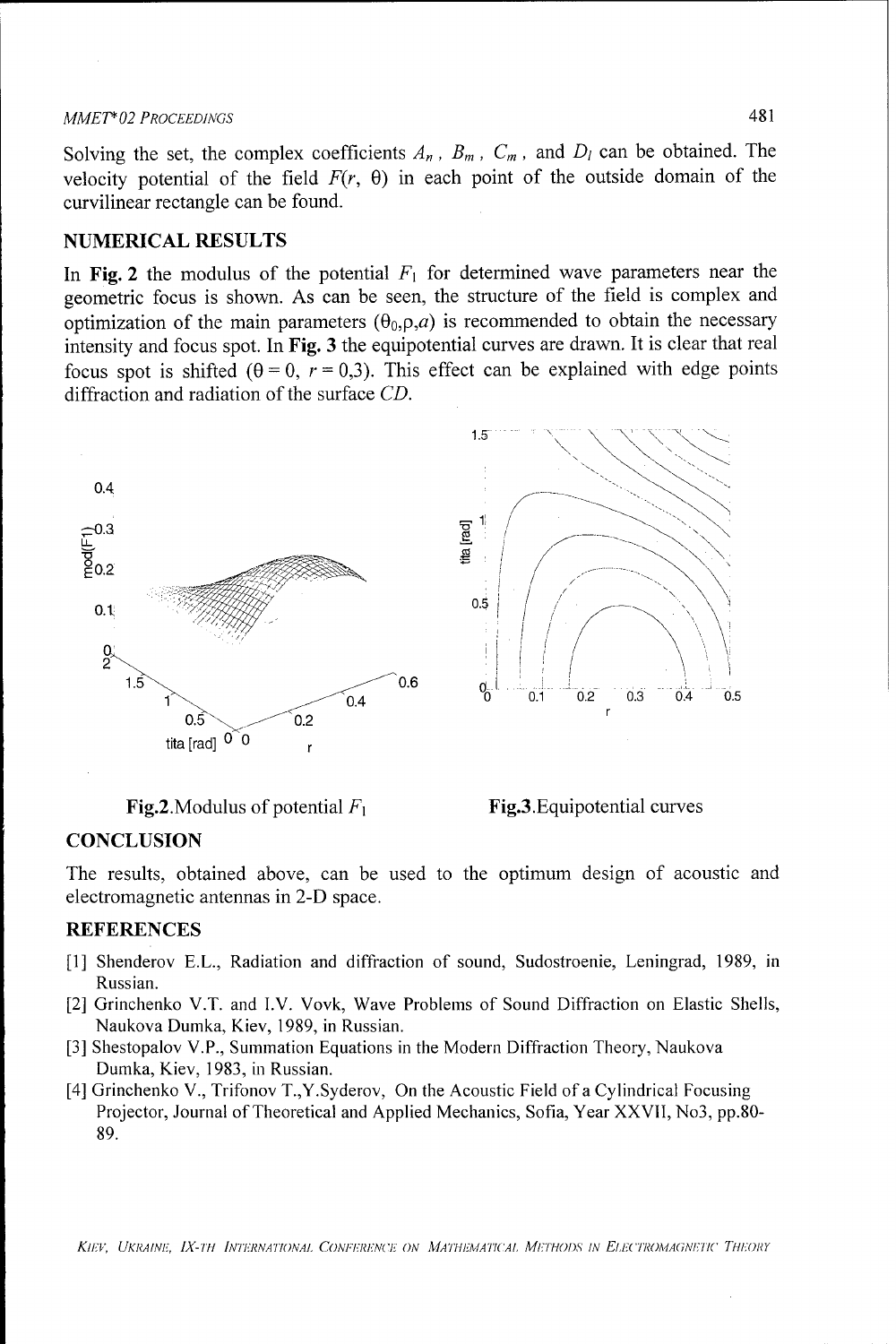Solving the set, the complex coefficients $A_n$, $B_m$, $C_m$, and $D_l$ can be obtained. The velocity potential of the field $F(r, \theta)$ in each point of the outside domain of the curvilinear rectangle can be found.

## NUMERICAL RESULTS

In **Fig. 2** the modulus of the potential $F_1$ for determined wave parameters near the geometric focus is shown. As can be seen, the structure of the field is complex and optimization of the main parameters ($\theta_0$,$\rho$,$a$) is recommended to obtain the necessary intensity and focus spot. In **Fig. 3** the equipotential curves are drawn. It is clear that real focus spot is shifted ($\theta = 0$, $r = 0{,}3$). This effect can be explained with edge points diffraction and radiation of the surface *CD*.

0.4
mod(F1)
0.3
0.2
0.1
0
2
1.5
1
0.5
tita [rad]
0
0
0.2
0.4
0.6
r

**Fig.2**.Modulus of potential $F_1$

1.5
tita [rad]
1
0.5
0
0
0.1
0.2
0.3
0.4
0.5
r

**Fig.3**.Equipotential curves

## CONCLUSION

The results, obtained above, can be used to the optimum design of acoustic and electromagnetic antennas in 2-D space.

## REFERENCES

[1] Shenderov E.L., Radiation and diffraction of sound, Sudostroenie, Leningrad, 1989, in Russian.

[2] Grinchenko V.T. and I.V. Vovk, Wave Problems of Sound Diffraction on Elastic Shells, Naukova Dumka, Kiev, 1989, in Russian.

[3] Shestopalov V.P., Summation Equations in the Modern Diffraction Theory, Naukova Dumka, Kiev, 1983, in Russian.

[4] Grinchenko V., Trifonov T.,Y.Syderov, On the Acoustic Field of a Cylindrical Focusing Projector, Journal of Theoretical and Applied Mechanics, Sofia, Year XXVII, No3, pp.80-89.